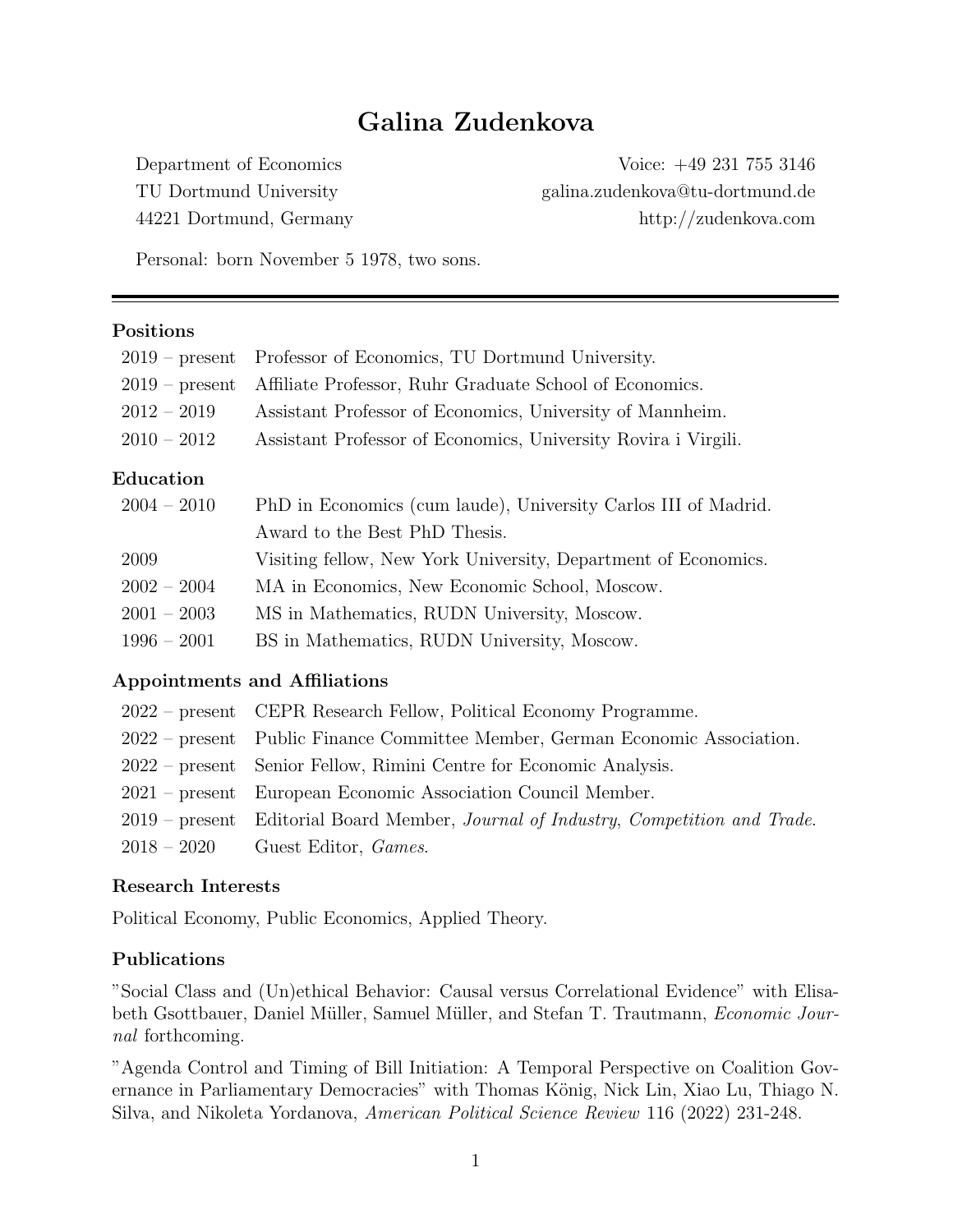# Galina Zudenkova

Department of Economics
TU Dortmund University
44221 Dortmund, Germany

Voice: +49 231 755 3146
galina.zudenkova@tu-dortmund.de
http://zudenkova.com

Personal: born November 5 1978, two sons.

---

### Positions

| | |
|---|---|
| 2019 – present | Professor of Economics, TU Dortmund University. |
| 2019 – present | Affiliate Professor, Ruhr Graduate School of Economics. |
| 2012 – 2019 | Assistant Professor of Economics, University of Mannheim. |
| 2010 – 2012 | Assistant Professor of Economics, University Rovira i Virgili. |

### Education

| | |
|---|---|
| 2004 – 2010 | PhD in Economics (cum laude), University Carlos III of Madrid. |
| | Award to the Best PhD Thesis. |
| 2009 | Visiting fellow, New York University, Department of Economics. |
| 2002 – 2004 | MA in Economics, New Economic School, Moscow. |
| 2001 – 2003 | MS in Mathematics, RUDN University, Moscow. |
| 1996 – 2001 | BS in Mathematics, RUDN University, Moscow. |

### Appointments and Affiliations

| | |
|---|---|
| 2022 – present | CEPR Research Fellow, Political Economy Programme. |
| 2022 – present | Public Finance Committee Member, German Economic Association. |
| 2022 – present | Senior Fellow, Rimini Centre for Economic Analysis. |
| 2021 – present | European Economic Association Council Member. |
| 2019 – present | Editorial Board Member, *Journal of Industry, Competition and Trade*. |
| 2018 – 2020 | Guest Editor, *Games*. |

### Research Interests

Political Economy, Public Economics, Applied Theory.

### Publications

"Social Class and (Un)ethical Behavior: Causal versus Correlational Evidence" with Elisabeth Gsottbauer, Daniel Müller, Samuel Müller, and Stefan T. Trautmann, *Economic Journal* forthcoming.

"Agenda Control and Timing of Bill Initiation: A Temporal Perspective on Coalition Governance in Parliamentary Democracies" with Thomas König, Nick Lin, Xiao Lu, Thiago N. Silva, and Nikoleta Yordanova, *American Political Science Review* 116 (2022) 231-248.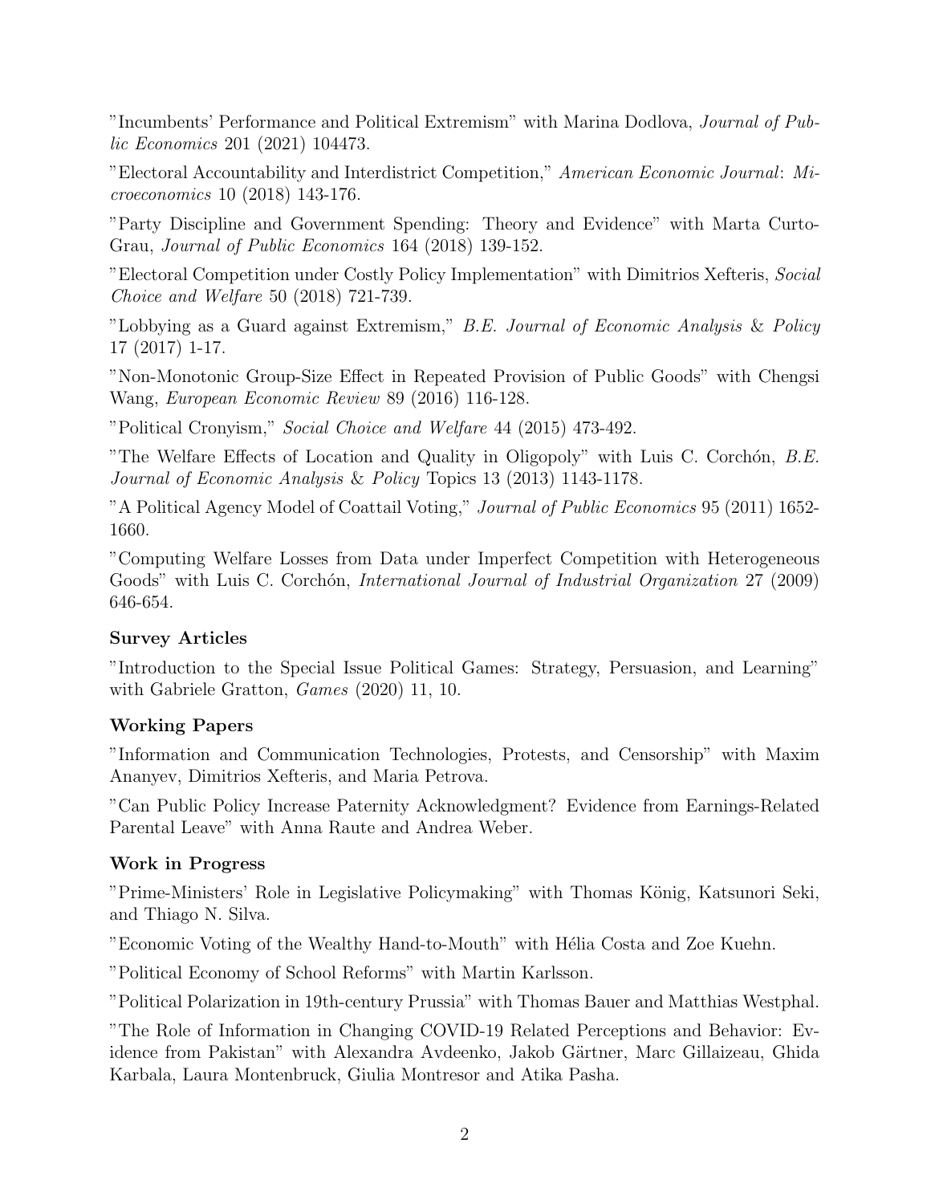"Incumbents' Performance and Political Extremism" with Marina Dodlova, *Journal of Public Economics* 201 (2021) 104473.

"Electoral Accountability and Interdistrict Competition," *American Economic Journal*: *Microeconomics* 10 (2018) 143-176.

"Party Discipline and Government Spending: Theory and Evidence" with Marta Curto-Grau, *Journal of Public Economics* 164 (2018) 139-152.

"Electoral Competition under Costly Policy Implementation" with Dimitrios Xefteris, *Social Choice and Welfare* 50 (2018) 721-739.

"Lobbying as a Guard against Extremism," *B.E. Journal of Economic Analysis* & *Policy* 17 (2017) 1-17.

"Non-Monotonic Group-Size Effect in Repeated Provision of Public Goods" with Chengsi Wang, *European Economic Review* 89 (2016) 116-128.

"Political Cronyism," *Social Choice and Welfare* 44 (2015) 473-492.

"The Welfare Effects of Location and Quality in Oligopoly" with Luis C. Corchón, *B.E. Journal of Economic Analysis* & *Policy* Topics 13 (2013) 1143-1178.

"A Political Agency Model of Coattail Voting," *Journal of Public Economics* 95 (2011) 1652-1660.

"Computing Welfare Losses from Data under Imperfect Competition with Heterogeneous Goods" with Luis C. Corchón, *International Journal of Industrial Organization* 27 (2009) 646-654.

### Survey Articles

"Introduction to the Special Issue Political Games: Strategy, Persuasion, and Learning" with Gabriele Gratton, *Games* (2020) 11, 10.

### Working Papers

"Information and Communication Technologies, Protests, and Censorship" with Maxim Ananyev, Dimitrios Xefteris, and Maria Petrova.

"Can Public Policy Increase Paternity Acknowledgment? Evidence from Earnings-Related Parental Leave" with Anna Raute and Andrea Weber.

### Work in Progress

"Prime-Ministers' Role in Legislative Policymaking" with Thomas König, Katsunori Seki, and Thiago N. Silva.

"Economic Voting of the Wealthy Hand-to-Mouth" with Hélia Costa and Zoe Kuehn.

"Political Economy of School Reforms" with Martin Karlsson.

"Political Polarization in 19th-century Prussia" with Thomas Bauer and Matthias Westphal.

"The Role of Information in Changing COVID-19 Related Perceptions and Behavior: Evidence from Pakistan" with Alexandra Avdeenko, Jakob Gärtner, Marc Gillaizeau, Ghida Karbala, Laura Montenbruck, Giulia Montresor and Atika Pasha.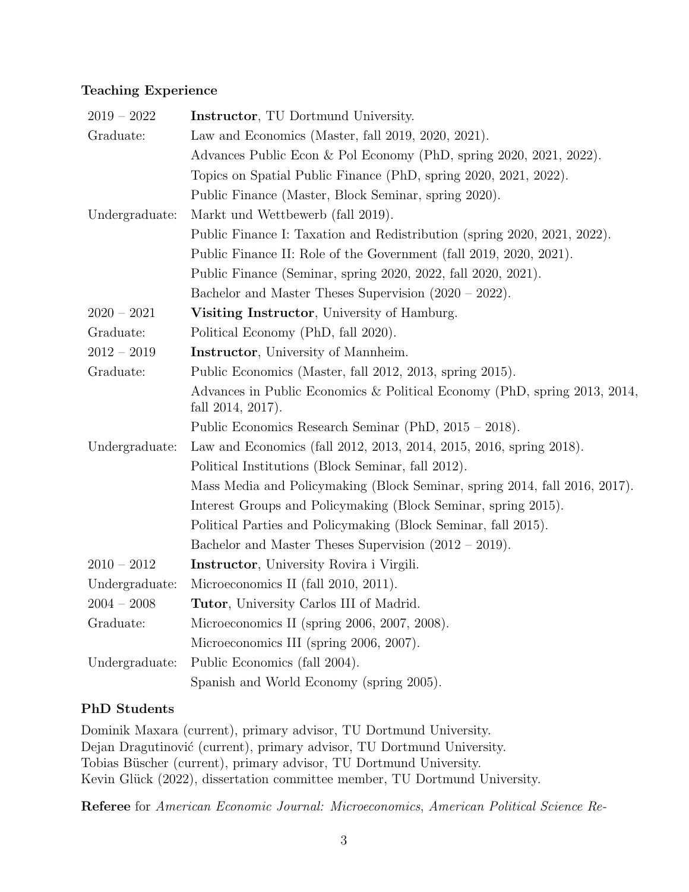### Teaching Experience

| | |
|---|---|
| 2019 – 2022 | **Instructor**, TU Dortmund University. |
| Graduate: | Law and Economics (Master, fall 2019, 2020, 2021). |
| | Advances Public Econ & Pol Economy (PhD, spring 2020, 2021, 2022). |
| | Topics on Spatial Public Finance (PhD, spring 2020, 2021, 2022). |
| | Public Finance (Master, Block Seminar, spring 2020). |
| Undergraduate: | Markt und Wettbewerb (fall 2019). |
| | Public Finance I: Taxation and Redistribution (spring 2020, 2021, 2022). |
| | Public Finance II: Role of the Government (fall 2019, 2020, 2021). |
| | Public Finance (Seminar, spring 2020, 2022, fall 2020, 2021). |
| | Bachelor and Master Theses Supervision (2020 – 2022). |
| 2020 – 2021 | **Visiting Instructor**, University of Hamburg. |
| Graduate: | Political Economy (PhD, fall 2020). |
| 2012 – 2019 | **Instructor**, University of Mannheim. |
| Graduate: | Public Economics (Master, fall 2012, 2013, spring 2015). |
| | Advances in Public Economics & Political Economy (PhD, spring 2013, 2014, fall 2014, 2017). |
| | Public Economics Research Seminar (PhD, 2015 – 2018). |
| Undergraduate: | Law and Economics (fall 2012, 2013, 2014, 2015, 2016, spring 2018). |
| | Political Institutions (Block Seminar, fall 2012). |
| | Mass Media and Policymaking (Block Seminar, spring 2014, fall 2016, 2017). |
| | Interest Groups and Policymaking (Block Seminar, spring 2015). |
| | Political Parties and Policymaking (Block Seminar, fall 2015). |
| | Bachelor and Master Theses Supervision (2012 – 2019). |
| 2010 – 2012 | **Instructor**, University Rovira i Virgili. |
| Undergraduate: | Microeconomics II (fall 2010, 2011). |
| 2004 – 2008 | **Tutor**, University Carlos III of Madrid. |
| Graduate: | Microeconomics II (spring 2006, 2007, 2008). |
| | Microeconomics III (spring 2006, 2007). |
| Undergraduate: | Public Economics (fall 2004). |
| | Spanish and World Economy (spring 2005). |

### PhD Students

Dominik Maxara (current), primary advisor, TU Dortmund University.
Dejan Dragutinović (current), primary advisor, TU Dortmund University.
Tobias Büscher (current), primary advisor, TU Dortmund University.
Kevin Glück (2022), dissertation committee member, TU Dortmund University.

**Referee** for *American Economic Journal: Microeconomics*, *American Political Science Re-*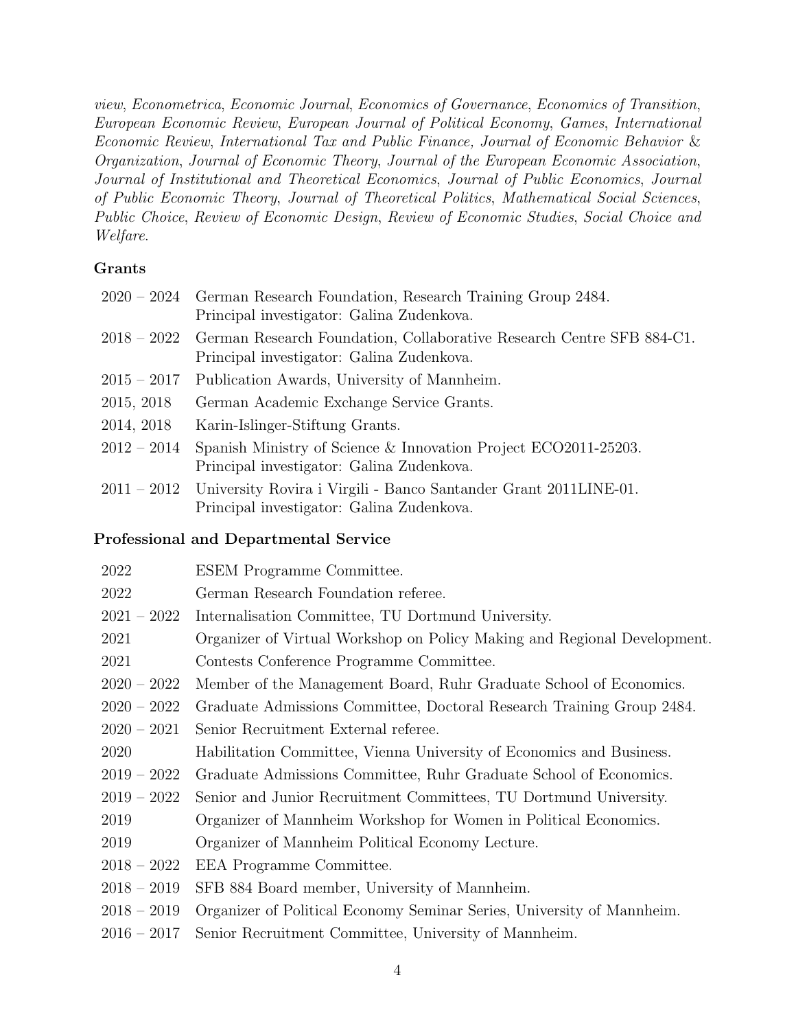*view*, *Econometrica*, *Economic Journal*, *Economics of Governance*, *Economics of Transition*, *European Economic Review*, *European Journal of Political Economy*, *Games*, *International Economic Review*, *International Tax and Public Finance, Journal of Economic Behavior & Organization*, *Journal of Economic Theory*, *Journal of the European Economic Association*, *Journal of Institutional and Theoretical Economics*, *Journal of Public Economics*, *Journal of Public Economic Theory*, *Journal of Theoretical Politics*, *Mathematical Social Sciences*, *Public Choice*, *Review of Economic Design*, *Review of Economic Studies*, *Social Choice and Welfare*.

### Grants

| | |
|---|---|
| 2020 – 2024 | German Research Foundation, Research Training Group 2484.<br>Principal investigator: Galina Zudenkova. |
| 2018 – 2022 | German Research Foundation, Collaborative Research Centre SFB 884-C1.<br>Principal investigator: Galina Zudenkova. |
| 2015 – 2017 | Publication Awards, University of Mannheim. |
| 2015, 2018 | German Academic Exchange Service Grants. |
| 2014, 2018 | Karin-Islinger-Stiftung Grants. |
| 2012 – 2014 | Spanish Ministry of Science & Innovation Project ECO2011-25203.<br>Principal investigator: Galina Zudenkova. |
| 2011 – 2012 | University Rovira i Virgili - Banco Santander Grant 2011LINE-01.<br>Principal investigator: Galina Zudenkova. |

### Professional and Departmental Service

| | |
|---|---|
| 2022 | ESEM Programme Committee. |
| 2022 | German Research Foundation referee. |
| 2021 – 2022 | Internalisation Committee, TU Dortmund University. |
| 2021 | Organizer of Virtual Workshop on Policy Making and Regional Development. |
| 2021 | Contests Conference Programme Committee. |
| 2020 – 2022 | Member of the Management Board, Ruhr Graduate School of Economics. |
| 2020 – 2022 | Graduate Admissions Committee, Doctoral Research Training Group 2484. |
| 2020 – 2021 | Senior Recruitment External referee. |
| 2020 | Habilitation Committee, Vienna University of Economics and Business. |
| 2019 – 2022 | Graduate Admissions Committee, Ruhr Graduate School of Economics. |
| 2019 – 2022 | Senior and Junior Recruitment Committees, TU Dortmund University. |
| 2019 | Organizer of Mannheim Workshop for Women in Political Economics. |
| 2019 | Organizer of Mannheim Political Economy Lecture. |
| 2018 – 2022 | EEA Programme Committee. |
| 2018 – 2019 | SFB 884 Board member, University of Mannheim. |
| 2018 – 2019 | Organizer of Political Economy Seminar Series, University of Mannheim. |
| 2016 – 2017 | Senior Recruitment Committee, University of Mannheim. |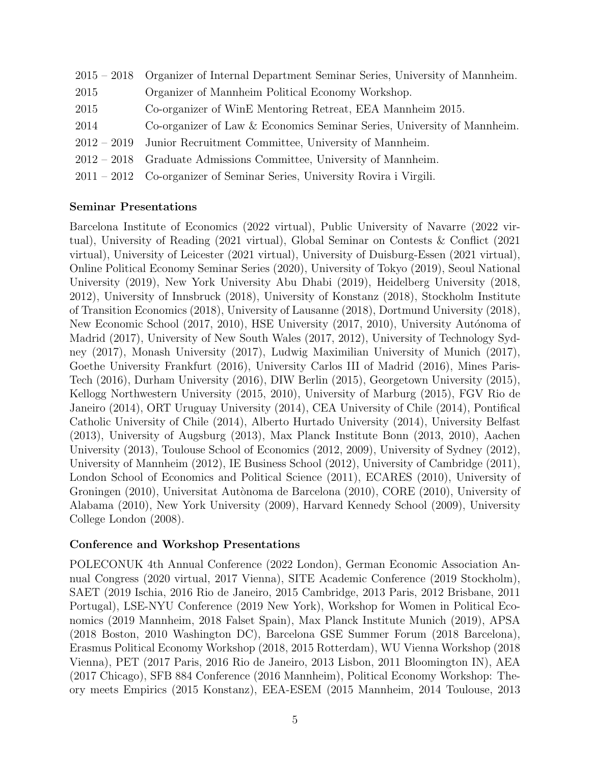| | |
|---|---|
| 2015 – 2018 | Organizer of Internal Department Seminar Series, University of Mannheim. |
| 2015 | Organizer of Mannheim Political Economy Workshop. |
| 2015 | Co-organizer of WinE Mentoring Retreat, EEA Mannheim 2015. |
| 2014 | Co-organizer of Law & Economics Seminar Series, University of Mannheim. |
| 2012 – 2019 | Junior Recruitment Committee, University of Mannheim. |
| 2012 – 2018 | Graduate Admissions Committee, University of Mannheim. |
| 2011 – 2012 | Co-organizer of Seminar Series, University Rovira i Virgili. |

**Seminar Presentations**

Barcelona Institute of Economics (2022 virtual), Public University of Navarre (2022 virtual), University of Reading (2021 virtual), Global Seminar on Contests & Conflict (2021 virtual), University of Leicester (2021 virtual), University of Duisburg-Essen (2021 virtual), Online Political Economy Seminar Series (2020), University of Tokyo (2019), Seoul National University (2019), New York University Abu Dhabi (2019), Heidelberg University (2018, 2012), University of Innsbruck (2018), University of Konstanz (2018), Stockholm Institute of Transition Economics (2018), University of Lausanne (2018), Dortmund University (2018), New Economic School (2017, 2010), HSE University (2017, 2010), University Autónoma of Madrid (2017), University of New South Wales (2017, 2012), University of Technology Sydney (2017), Monash University (2017), Ludwig Maximilian University of Munich (2017), Goethe University Frankfurt (2016), University Carlos III of Madrid (2016), Mines ParisTech (2016), Durham University (2016), DIW Berlin (2015), Georgetown University (2015), Kellogg Northwestern University (2015, 2010), University of Marburg (2015), FGV Rio de Janeiro (2014), ORT Uruguay University (2014), CEA University of Chile (2014), Pontifical Catholic University of Chile (2014), Alberto Hurtado University (2014), University Belfast (2013), University of Augsburg (2013), Max Planck Institute Bonn (2013, 2010), Aachen University (2013), Toulouse School of Economics (2012, 2009), University of Sydney (2012), University of Mannheim (2012), IE Business School (2012), University of Cambridge (2011), London School of Economics and Political Science (2011), ECARES (2010), University of Groningen (2010), Universitat Autònoma de Barcelona (2010), CORE (2010), University of Alabama (2010), New York University (2009), Harvard Kennedy School (2009), University College London (2008).

**Conference and Workshop Presentations**

POLECONUK 4th Annual Conference (2022 London), German Economic Association Annual Congress (2020 virtual, 2017 Vienna), SITE Academic Conference (2019 Stockholm), SAET (2019 Ischia, 2016 Rio de Janeiro, 2015 Cambridge, 2013 Paris, 2012 Brisbane, 2011 Portugal), LSE-NYU Conference (2019 New York), Workshop for Women in Political Economics (2019 Mannheim, 2018 Falset Spain), Max Planck Institute Munich (2019), APSA (2018 Boston, 2010 Washington DC), Barcelona GSE Summer Forum (2018 Barcelona), Erasmus Political Economy Workshop (2018, 2015 Rotterdam), WU Vienna Workshop (2018 Vienna), PET (2017 Paris, 2016 Rio de Janeiro, 2013 Lisbon, 2011 Bloomington IN), AEA (2017 Chicago), SFB 884 Conference (2016 Mannheim), Political Economy Workshop: Theory meets Empirics (2015 Konstanz), EEA-ESEM (2015 Mannheim, 2014 Toulouse, 2013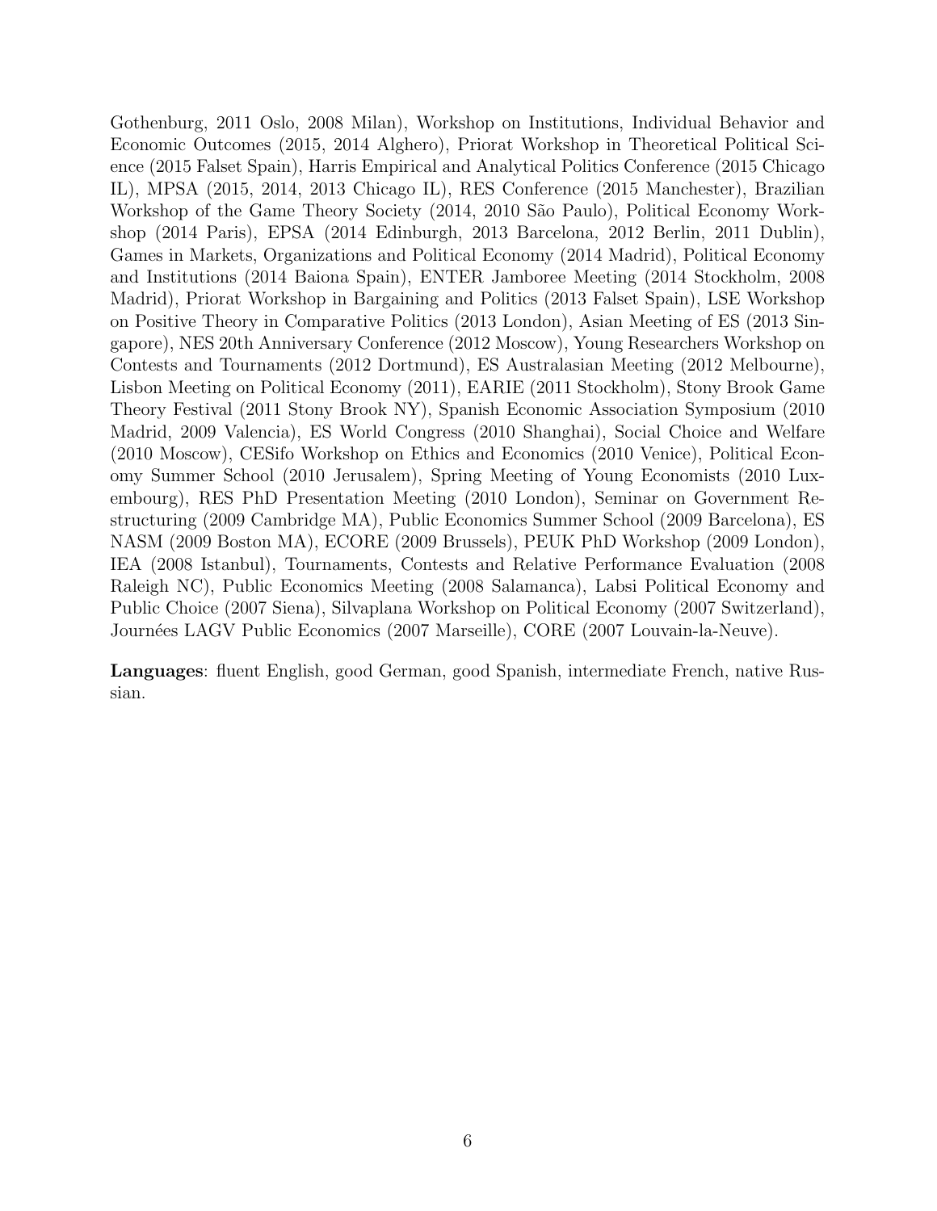Gothenburg, 2011 Oslo, 2008 Milan), Workshop on Institutions, Individual Behavior and Economic Outcomes (2015, 2014 Alghero), Priorat Workshop in Theoretical Political Science (2015 Falset Spain), Harris Empirical and Analytical Politics Conference (2015 Chicago IL), MPSA (2015, 2014, 2013 Chicago IL), RES Conference (2015 Manchester), Brazilian Workshop of the Game Theory Society (2014, 2010 São Paulo), Political Economy Workshop (2014 Paris), EPSA (2014 Edinburgh, 2013 Barcelona, 2012 Berlin, 2011 Dublin), Games in Markets, Organizations and Political Economy (2014 Madrid), Political Economy and Institutions (2014 Baiona Spain), ENTER Jamboree Meeting (2014 Stockholm, 2008 Madrid), Priorat Workshop in Bargaining and Politics (2013 Falset Spain), LSE Workshop on Positive Theory in Comparative Politics (2013 London), Asian Meeting of ES (2013 Singapore), NES 20th Anniversary Conference (2012 Moscow), Young Researchers Workshop on Contests and Tournaments (2012 Dortmund), ES Australasian Meeting (2012 Melbourne), Lisbon Meeting on Political Economy (2011), EARIE (2011 Stockholm), Stony Brook Game Theory Festival (2011 Stony Brook NY), Spanish Economic Association Symposium (2010 Madrid, 2009 Valencia), ES World Congress (2010 Shanghai), Social Choice and Welfare (2010 Moscow), CESifo Workshop on Ethics and Economics (2010 Venice), Political Economy Summer School (2010 Jerusalem), Spring Meeting of Young Economists (2010 Luxembourg), RES PhD Presentation Meeting (2010 London), Seminar on Government Restructuring (2009 Cambridge MA), Public Economics Summer School (2009 Barcelona), ES NASM (2009 Boston MA), ECORE (2009 Brussels), PEUK PhD Workshop (2009 London), IEA (2008 Istanbul), Tournaments, Contests and Relative Performance Evaluation (2008 Raleigh NC), Public Economics Meeting (2008 Salamanca), Labsi Political Economy and Public Choice (2007 Siena), Silvaplana Workshop on Political Economy (2007 Switzerland), Journées LAGV Public Economics (2007 Marseille), CORE (2007 Louvain-la-Neuve).

**Languages**: fluent English, good German, good Spanish, intermediate French, native Russian.